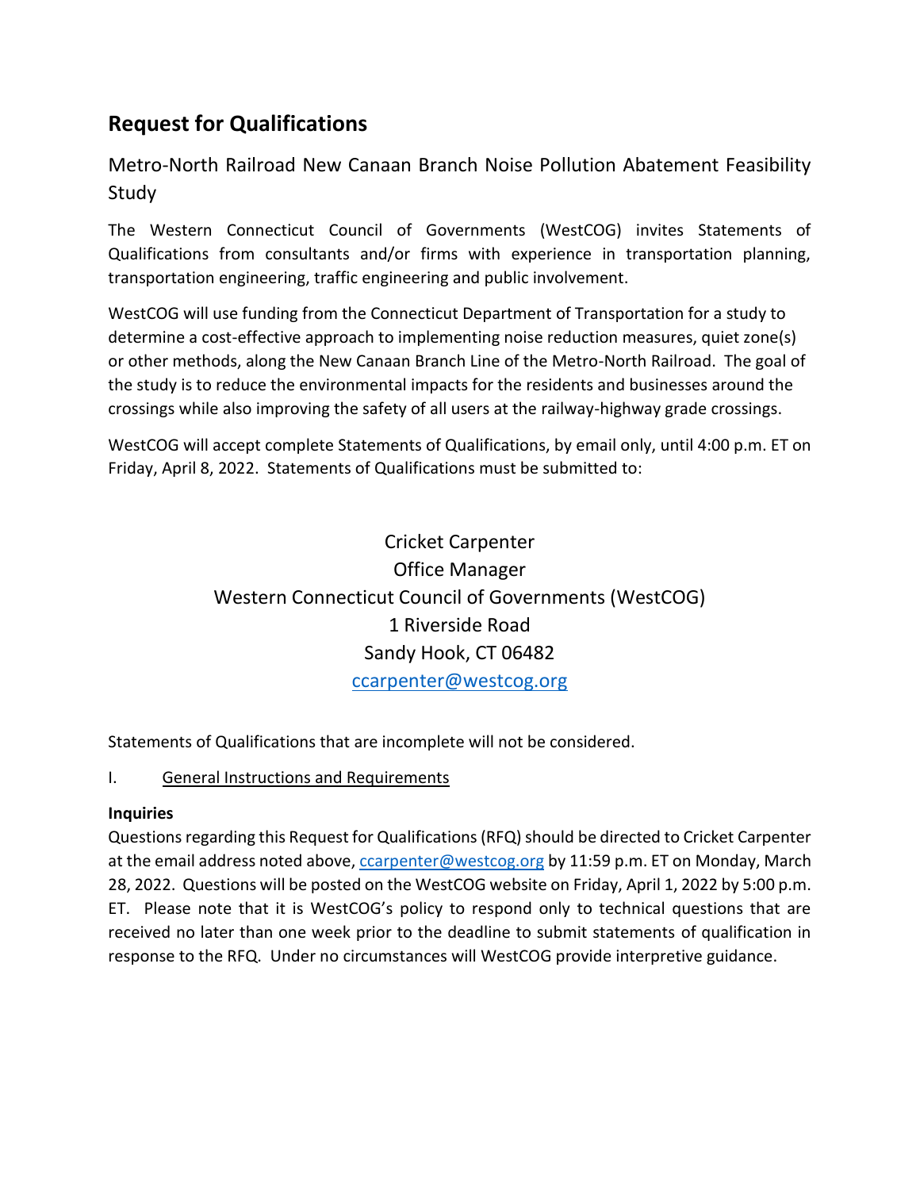# Request for Qualifications

## Metro-North Railroad New Canaan Branch Noise Pollution Abatement Feasibility Study

The Western Connecticut Council of Governments (WestCOG) invites Statements of Qualifications from consultants and/or firms with experience in transportation planning, transportation engineering, traffic engineering and public involvement.

WestCOG will use funding from the Connecticut Department of Transportation for a study to determine a cost-effective approach to implementing noise reduction measures, quiet zone(s) or other methods, along the New Canaan Branch Line of the Metro-North Railroad. The goal of the study is to reduce the environmental impacts for the residents and businesses around the crossings while also improving the safety of all users at the railway-highway grade crossings.

WestCOG will accept complete Statements of Qualifications, by email only, until 4:00 p.m. ET on Friday, April 8, 2022. Statements of Qualifications must be submitted to:

Cricket Carpenter
Office Manager
Western Connecticut Council of Governments (WestCOG)
1 Riverside Road
Sandy Hook, CT 06482
ccarpenter@westcog.org

Statements of Qualifications that are incomplete will not be considered.

I. General Instructions and Requirements

**Inquiries**

Questions regarding this Request for Qualifications (RFQ) should be directed to Cricket Carpenter at the email address noted above, ccarpenter@westcog.org by 11:59 p.m. ET on Monday, March 28, 2022. Questions will be posted on the WestCOG website on Friday, April 1, 2022 by 5:00 p.m. ET. Please note that it is WestCOG's policy to respond only to technical questions that are received no later than one week prior to the deadline to submit statements of qualification in response to the RFQ. Under no circumstances will WestCOG provide interpretive guidance.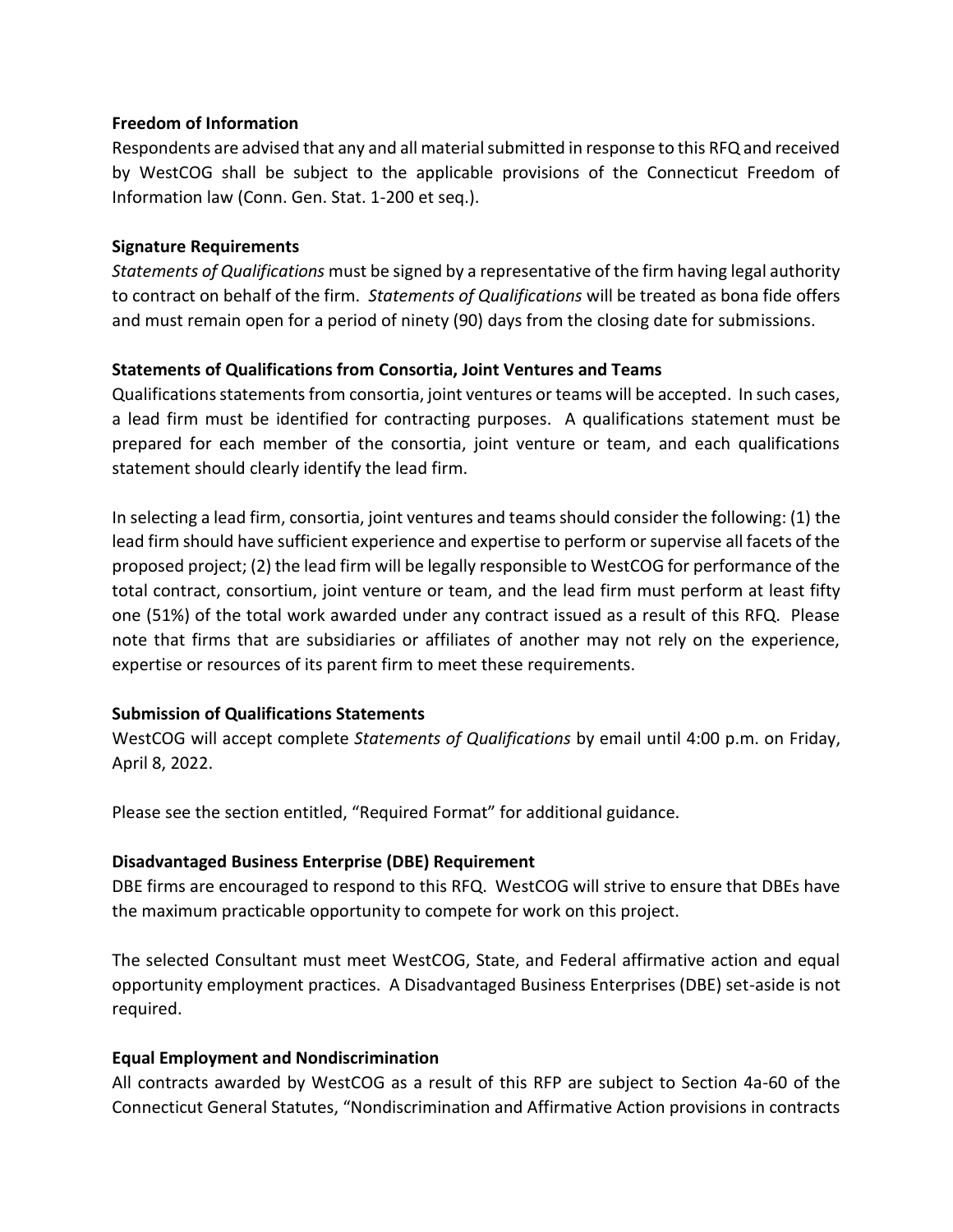**Freedom of Information**

Respondents are advised that any and all material submitted in response to this RFQ and received by WestCOG shall be subject to the applicable provisions of the Connecticut Freedom of Information law (Conn. Gen. Stat. 1-200 et seq.).

**Signature Requirements**

*Statements of Qualifications* must be signed by a representative of the firm having legal authority to contract on behalf of the firm. *Statements of Qualifications* will be treated as bona fide offers and must remain open for a period of ninety (90) days from the closing date for submissions.

**Statements of Qualifications from Consortia, Joint Ventures and Teams**

Qualifications statements from consortia, joint ventures or teams will be accepted. In such cases, a lead firm must be identified for contracting purposes. A qualifications statement must be prepared for each member of the consortia, joint venture or team, and each qualifications statement should clearly identify the lead firm.

In selecting a lead firm, consortia, joint ventures and teams should consider the following: (1) the lead firm should have sufficient experience and expertise to perform or supervise all facets of the proposed project; (2) the lead firm will be legally responsible to WestCOG for performance of the total contract, consortium, joint venture or team, and the lead firm must perform at least fifty one (51%) of the total work awarded under any contract issued as a result of this RFQ. Please note that firms that are subsidiaries or affiliates of another may not rely on the experience, expertise or resources of its parent firm to meet these requirements.

**Submission of Qualifications Statements**

WestCOG will accept complete *Statements of Qualifications* by email until 4:00 p.m. on Friday, April 8, 2022.

Please see the section entitled, "Required Format" for additional guidance.

**Disadvantaged Business Enterprise (DBE) Requirement**

DBE firms are encouraged to respond to this RFQ. WestCOG will strive to ensure that DBEs have the maximum practicable opportunity to compete for work on this project.

The selected Consultant must meet WestCOG, State, and Federal affirmative action and equal opportunity employment practices. A Disadvantaged Business Enterprises (DBE) set-aside is not required.

**Equal Employment and Nondiscrimination**

All contracts awarded by WestCOG as a result of this RFP are subject to Section 4a-60 of the Connecticut General Statutes, "Nondiscrimination and Affirmative Action provisions in contracts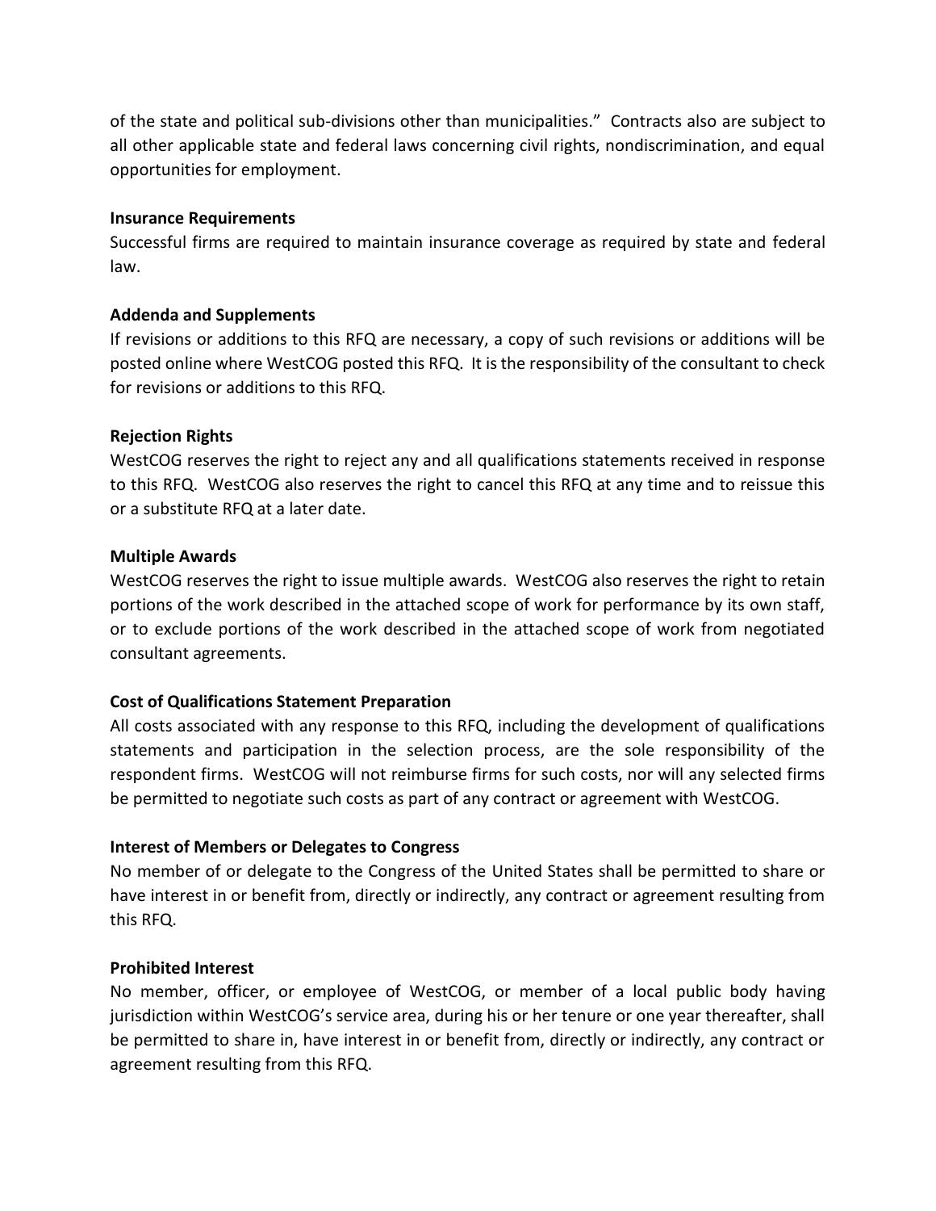of the state and political sub-divisions other than municipalities." Contracts also are subject to all other applicable state and federal laws concerning civil rights, nondiscrimination, and equal opportunities for employment.

**Insurance Requirements**

Successful firms are required to maintain insurance coverage as required by state and federal law.

**Addenda and Supplements**

If revisions or additions to this RFQ are necessary, a copy of such revisions or additions will be posted online where WestCOG posted this RFQ. It is the responsibility of the consultant to check for revisions or additions to this RFQ.

**Rejection Rights**

WestCOG reserves the right to reject any and all qualifications statements received in response to this RFQ. WestCOG also reserves the right to cancel this RFQ at any time and to reissue this or a substitute RFQ at a later date.

**Multiple Awards**

WestCOG reserves the right to issue multiple awards. WestCOG also reserves the right to retain portions of the work described in the attached scope of work for performance by its own staff, or to exclude portions of the work described in the attached scope of work from negotiated consultant agreements.

**Cost of Qualifications Statement Preparation**

All costs associated with any response to this RFQ, including the development of qualifications statements and participation in the selection process, are the sole responsibility of the respondent firms. WestCOG will not reimburse firms for such costs, nor will any selected firms be permitted to negotiate such costs as part of any contract or agreement with WestCOG.

**Interest of Members or Delegates to Congress**

No member of or delegate to the Congress of the United States shall be permitted to share or have interest in or benefit from, directly or indirectly, any contract or agreement resulting from this RFQ.

**Prohibited Interest**

No member, officer, or employee of WestCOG, or member of a local public body having jurisdiction within WestCOG's service area, during his or her tenure or one year thereafter, shall be permitted to share in, have interest in or benefit from, directly or indirectly, any contract or agreement resulting from this RFQ.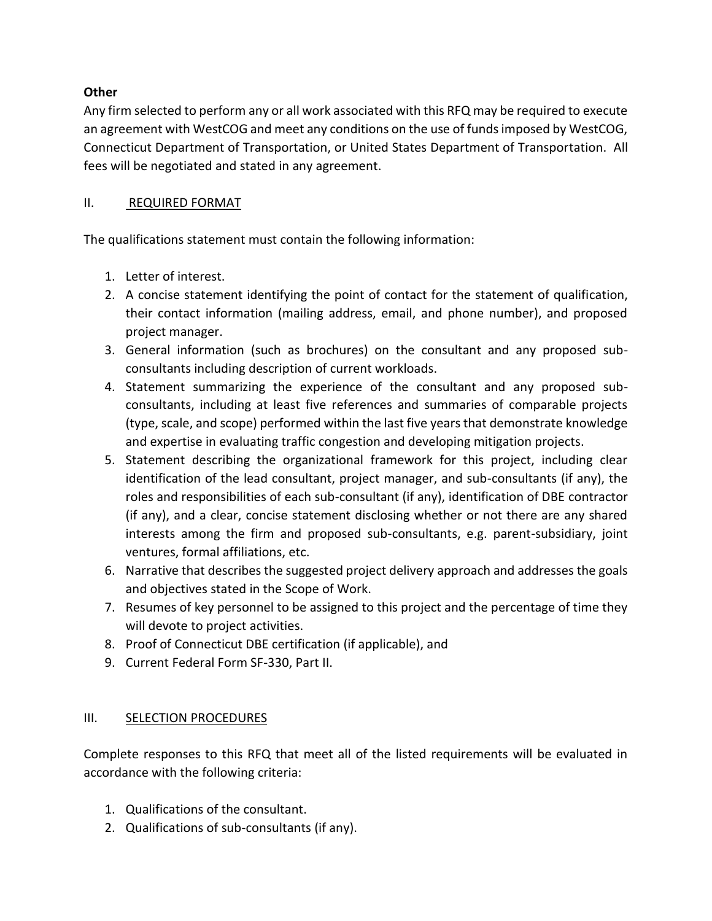**Other**

Any firm selected to perform any or all work associated with this RFQ may be required to execute an agreement with WestCOG and meet any conditions on the use of funds imposed by WestCOG, Connecticut Department of Transportation, or United States Department of Transportation. All fees will be negotiated and stated in any agreement.

## II. REQUIRED FORMAT

The qualifications statement must contain the following information:

1. Letter of interest.
2. A concise statement identifying the point of contact for the statement of qualification, their contact information (mailing address, email, and phone number), and proposed project manager.
3. General information (such as brochures) on the consultant and any proposed sub-consultants including description of current workloads.
4. Statement summarizing the experience of the consultant and any proposed sub-consultants, including at least five references and summaries of comparable projects (type, scale, and scope) performed within the last five years that demonstrate knowledge and expertise in evaluating traffic congestion and developing mitigation projects.
5. Statement describing the organizational framework for this project, including clear identification of the lead consultant, project manager, and sub-consultants (if any), the roles and responsibilities of each sub-consultant (if any), identification of DBE contractor (if any), and a clear, concise statement disclosing whether or not there are any shared interests among the firm and proposed sub-consultants, e.g. parent-subsidiary, joint ventures, formal affiliations, etc.
6. Narrative that describes the suggested project delivery approach and addresses the goals and objectives stated in the Scope of Work.
7. Resumes of key personnel to be assigned to this project and the percentage of time they will devote to project activities.
8. Proof of Connecticut DBE certification (if applicable), and
9. Current Federal Form SF-330, Part II.

## III. SELECTION PROCEDURES

Complete responses to this RFQ that meet all of the listed requirements will be evaluated in accordance with the following criteria:

1. Qualifications of the consultant.
2. Qualifications of sub-consultants (if any).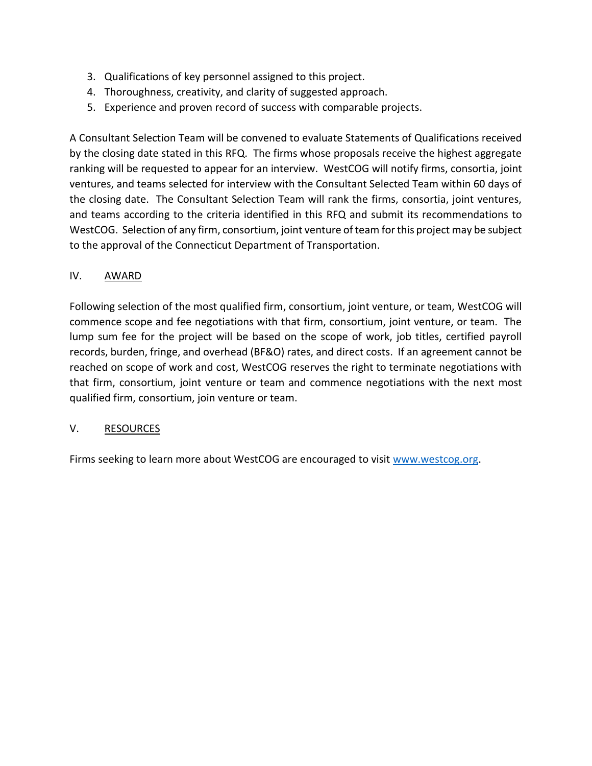3. Qualifications of key personnel assigned to this project.
4. Thoroughness, creativity, and clarity of suggested approach.
5. Experience and proven record of success with comparable projects.

A Consultant Selection Team will be convened to evaluate Statements of Qualifications received by the closing date stated in this RFQ. The firms whose proposals receive the highest aggregate ranking will be requested to appear for an interview. WestCOG will notify firms, consortia, joint ventures, and teams selected for interview with the Consultant Selected Team within 60 days of the closing date. The Consultant Selection Team will rank the firms, consortia, joint ventures, and teams according to the criteria identified in this RFQ and submit its recommendations to WestCOG. Selection of any firm, consortium, joint venture of team for this project may be subject to the approval of the Connecticut Department of Transportation.

## IV. AWARD

Following selection of the most qualified firm, consortium, joint venture, or team, WestCOG will commence scope and fee negotiations with that firm, consortium, joint venture, or team. The lump sum fee for the project will be based on the scope of work, job titles, certified payroll records, burden, fringe, and overhead (BF&O) rates, and direct costs. If an agreement cannot be reached on scope of work and cost, WestCOG reserves the right to terminate negotiations with that firm, consortium, joint venture or team and commence negotiations with the next most qualified firm, consortium, join venture or team.

## V. RESOURCES

Firms seeking to learn more about WestCOG are encouraged to visit [www.westcog.org](http://www.westcog.org).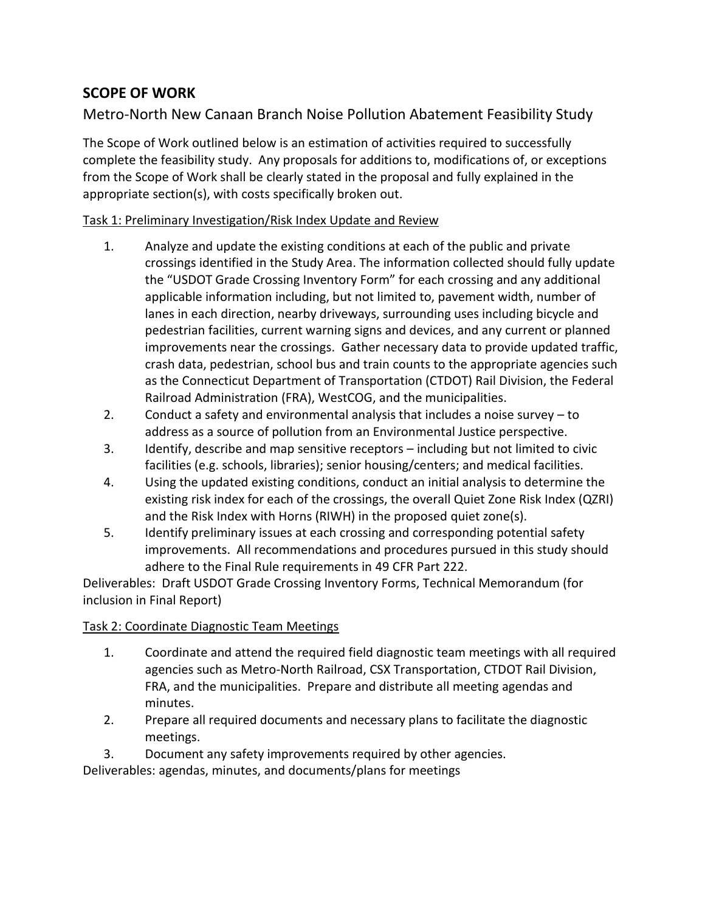## SCOPE OF WORK

### Metro-North New Canaan Branch Noise Pollution Abatement Feasibility Study

The Scope of Work outlined below is an estimation of activities required to successfully complete the feasibility study. Any proposals for additions to, modifications of, or exceptions from the Scope of Work shall be clearly stated in the proposal and fully explained in the appropriate section(s), with costs specifically broken out.

Task 1: Preliminary Investigation/Risk Index Update and Review

1. Analyze and update the existing conditions at each of the public and private crossings identified in the Study Area. The information collected should fully update the "USDOT Grade Crossing Inventory Form" for each crossing and any additional applicable information including, but not limited to, pavement width, number of lanes in each direction, nearby driveways, surrounding uses including bicycle and pedestrian facilities, current warning signs and devices, and any current or planned improvements near the crossings. Gather necessary data to provide updated traffic, crash data, pedestrian, school bus and train counts to the appropriate agencies such as the Connecticut Department of Transportation (CTDOT) Rail Division, the Federal Railroad Administration (FRA), WestCOG, and the municipalities.
2. Conduct a safety and environmental analysis that includes a noise survey – to address as a source of pollution from an Environmental Justice perspective.
3. Identify, describe and map sensitive receptors – including but not limited to civic facilities (e.g. schools, libraries); senior housing/centers; and medical facilities.
4. Using the updated existing conditions, conduct an initial analysis to determine the existing risk index for each of the crossings, the overall Quiet Zone Risk Index (QZRI) and the Risk Index with Horns (RIWH) in the proposed quiet zone(s).
5. Identify preliminary issues at each crossing and corresponding potential safety improvements. All recommendations and procedures pursued in this study should adhere to the Final Rule requirements in 49 CFR Part 222.

Deliverables: Draft USDOT Grade Crossing Inventory Forms, Technical Memorandum (for inclusion in Final Report)

Task 2: Coordinate Diagnostic Team Meetings

1. Coordinate and attend the required field diagnostic team meetings with all required agencies such as Metro-North Railroad, CSX Transportation, CTDOT Rail Division, FRA, and the municipalities. Prepare and distribute all meeting agendas and minutes.
2. Prepare all required documents and necessary plans to facilitate the diagnostic meetings.
3. Document any safety improvements required by other agencies.

Deliverables: agendas, minutes, and documents/plans for meetings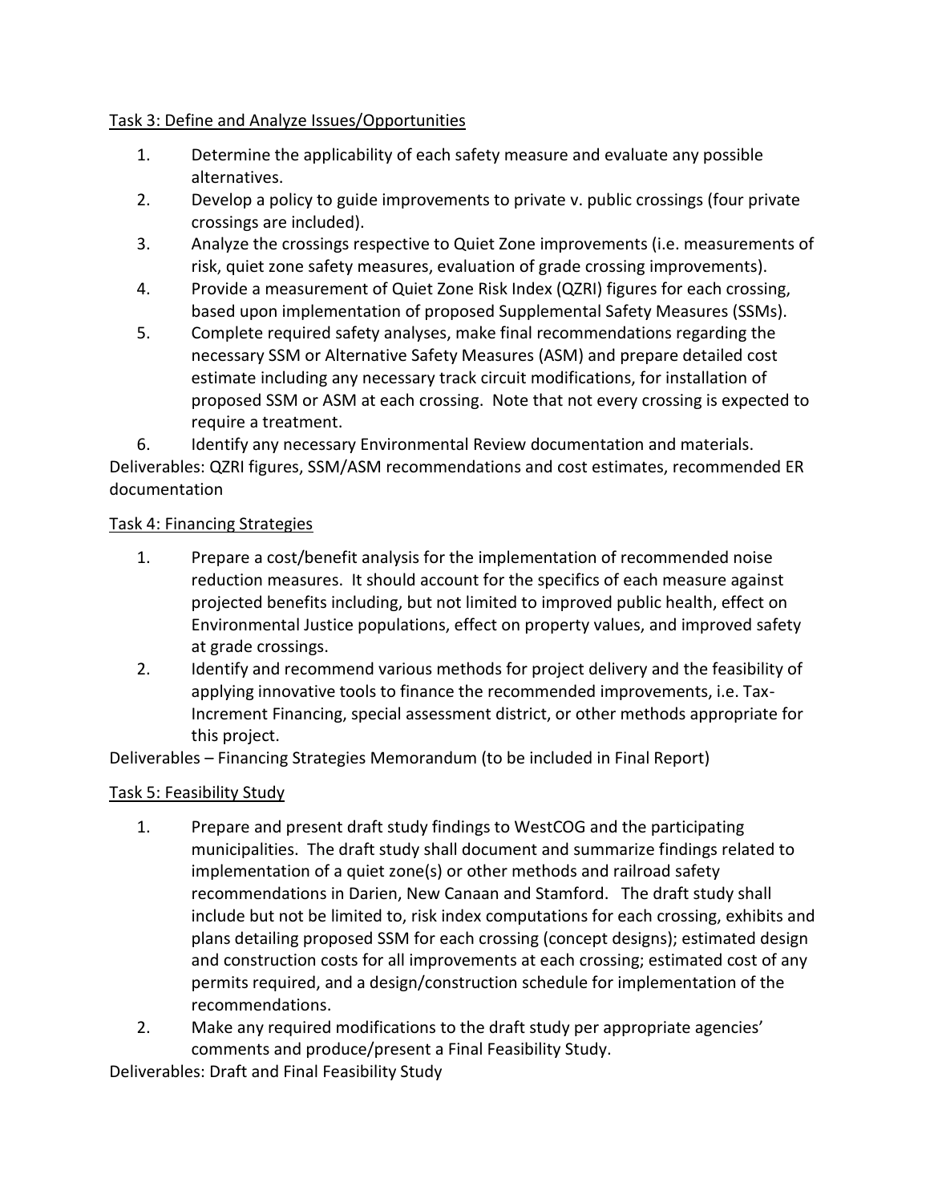Task 3: Define and Analyze Issues/Opportunities

1. Determine the applicability of each safety measure and evaluate any possible alternatives.
2. Develop a policy to guide improvements to private v. public crossings (four private crossings are included).
3. Analyze the crossings respective to Quiet Zone improvements (i.e. measurements of risk, quiet zone safety measures, evaluation of grade crossing improvements).
4. Provide a measurement of Quiet Zone Risk Index (QZRI) figures for each crossing, based upon implementation of proposed Supplemental Safety Measures (SSMs).
5. Complete required safety analyses, make final recommendations regarding the necessary SSM or Alternative Safety Measures (ASM) and prepare detailed cost estimate including any necessary track circuit modifications, for installation of proposed SSM or ASM at each crossing. Note that not every crossing is expected to require a treatment.
6. Identify any necessary Environmental Review documentation and materials.

Deliverables: QZRI figures, SSM/ASM recommendations and cost estimates, recommended ER documentation

Task 4: Financing Strategies

1. Prepare a cost/benefit analysis for the implementation of recommended noise reduction measures. It should account for the specifics of each measure against projected benefits including, but not limited to improved public health, effect on Environmental Justice populations, effect on property values, and improved safety at grade crossings.
2. Identify and recommend various methods for project delivery and the feasibility of applying innovative tools to finance the recommended improvements, i.e. Tax-Increment Financing, special assessment district, or other methods appropriate for this project.

Deliverables – Financing Strategies Memorandum (to be included in Final Report)

Task 5: Feasibility Study

1. Prepare and present draft study findings to WestCOG and the participating municipalities. The draft study shall document and summarize findings related to implementation of a quiet zone(s) or other methods and railroad safety recommendations in Darien, New Canaan and Stamford. The draft study shall include but not be limited to, risk index computations for each crossing, exhibits and plans detailing proposed SSM for each crossing (concept designs); estimated design and construction costs for all improvements at each crossing; estimated cost of any permits required, and a design/construction schedule for implementation of the recommendations.
2. Make any required modifications to the draft study per appropriate agencies' comments and produce/present a Final Feasibility Study.

Deliverables: Draft and Final Feasibility Study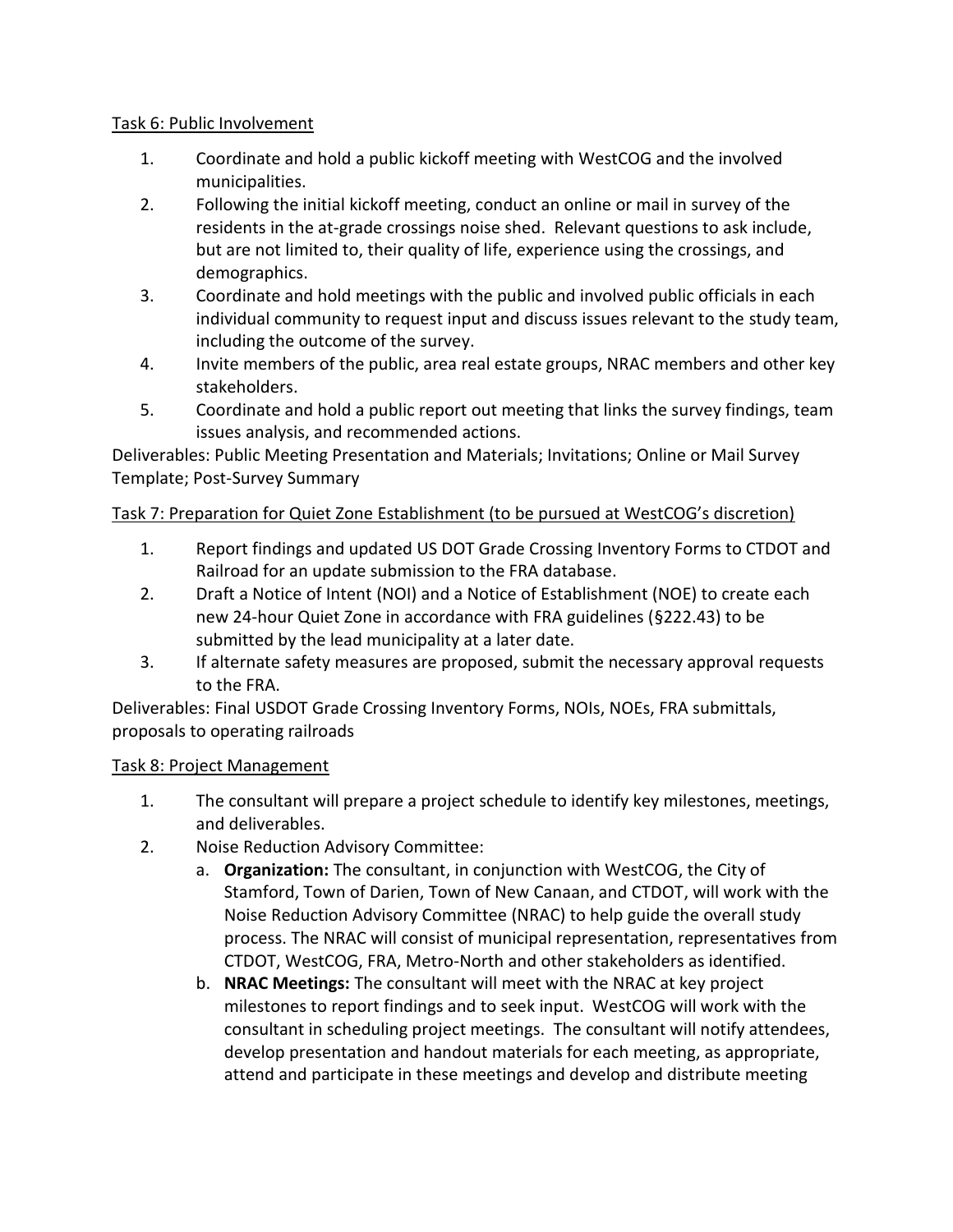Task 6: Public Involvement

1. Coordinate and hold a public kickoff meeting with WestCOG and the involved municipalities.
2. Following the initial kickoff meeting, conduct an online or mail in survey of the residents in the at-grade crossings noise shed. Relevant questions to ask include, but are not limited to, their quality of life, experience using the crossings, and demographics.
3. Coordinate and hold meetings with the public and involved public officials in each individual community to request input and discuss issues relevant to the study team, including the outcome of the survey.
4. Invite members of the public, area real estate groups, NRAC members and other key stakeholders.
5. Coordinate and hold a public report out meeting that links the survey findings, team issues analysis, and recommended actions.

Deliverables: Public Meeting Presentation and Materials; Invitations; Online or Mail Survey Template; Post-Survey Summary

Task 7: Preparation for Quiet Zone Establishment (to be pursued at WestCOG's discretion)

1. Report findings and updated US DOT Grade Crossing Inventory Forms to CTDOT and Railroad for an update submission to the FRA database.
2. Draft a Notice of Intent (NOI) and a Notice of Establishment (NOE) to create each new 24-hour Quiet Zone in accordance with FRA guidelines (§222.43) to be submitted by the lead municipality at a later date.
3. If alternate safety measures are proposed, submit the necessary approval requests to the FRA.

Deliverables: Final USDOT Grade Crossing Inventory Forms, NOIs, NOEs, FRA submittals, proposals to operating railroads

Task 8: Project Management

1. The consultant will prepare a project schedule to identify key milestones, meetings, and deliverables.
2. Noise Reduction Advisory Committee:
   a. **Organization:** The consultant, in conjunction with WestCOG, the City of Stamford, Town of Darien, Town of New Canaan, and CTDOT, will work with the Noise Reduction Advisory Committee (NRAC) to help guide the overall study process. The NRAC will consist of municipal representation, representatives from CTDOT, WestCOG, FRA, Metro-North and other stakeholders as identified.
   b. **NRAC Meetings:** The consultant will meet with the NRAC at key project milestones to report findings and to seek input. WestCOG will work with the consultant in scheduling project meetings. The consultant will notify attendees, develop presentation and handout materials for each meeting, as appropriate, attend and participate in these meetings and develop and distribute meeting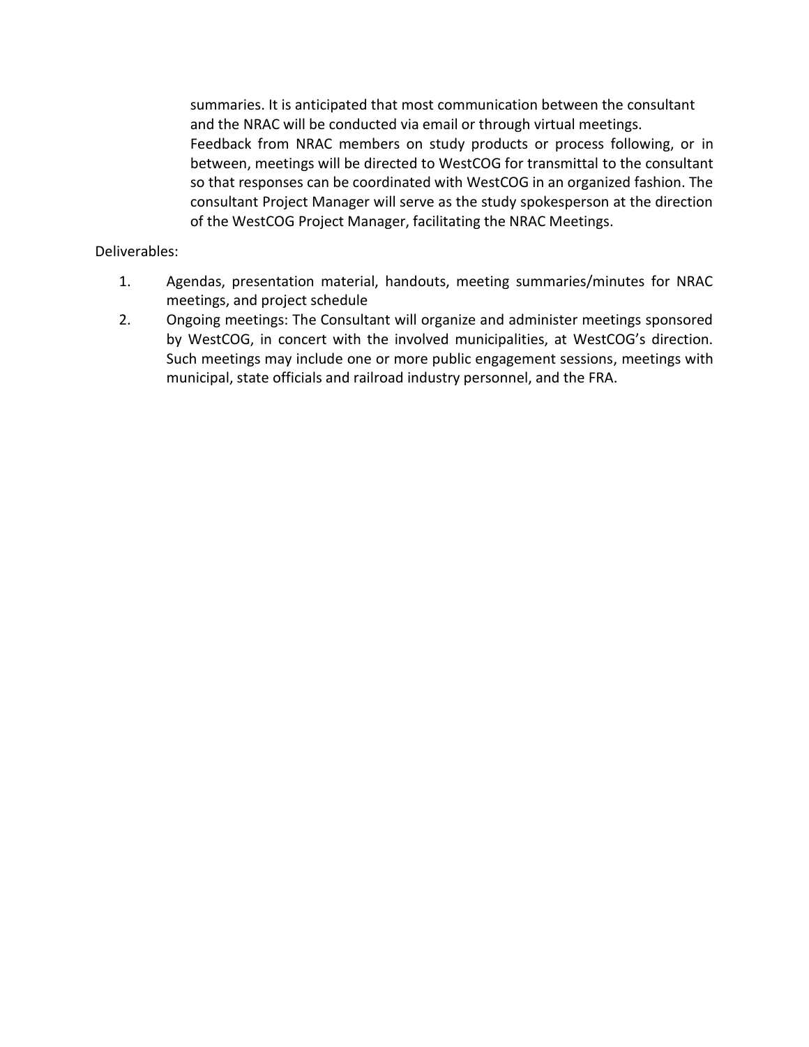summaries. It is anticipated that most communication between the consultant and the NRAC will be conducted via email or through virtual meetings. Feedback from NRAC members on study products or process following, or in between, meetings will be directed to WestCOG for transmittal to the consultant so that responses can be coordinated with WestCOG in an organized fashion. The consultant Project Manager will serve as the study spokesperson at the direction of the WestCOG Project Manager, facilitating the NRAC Meetings.

Deliverables:

1. Agendas, presentation material, handouts, meeting summaries/minutes for NRAC meetings, and project schedule
2. Ongoing meetings: The Consultant will organize and administer meetings sponsored by WestCOG, in concert with the involved municipalities, at WestCOG's direction. Such meetings may include one or more public engagement sessions, meetings with municipal, state officials and railroad industry personnel, and the FRA.